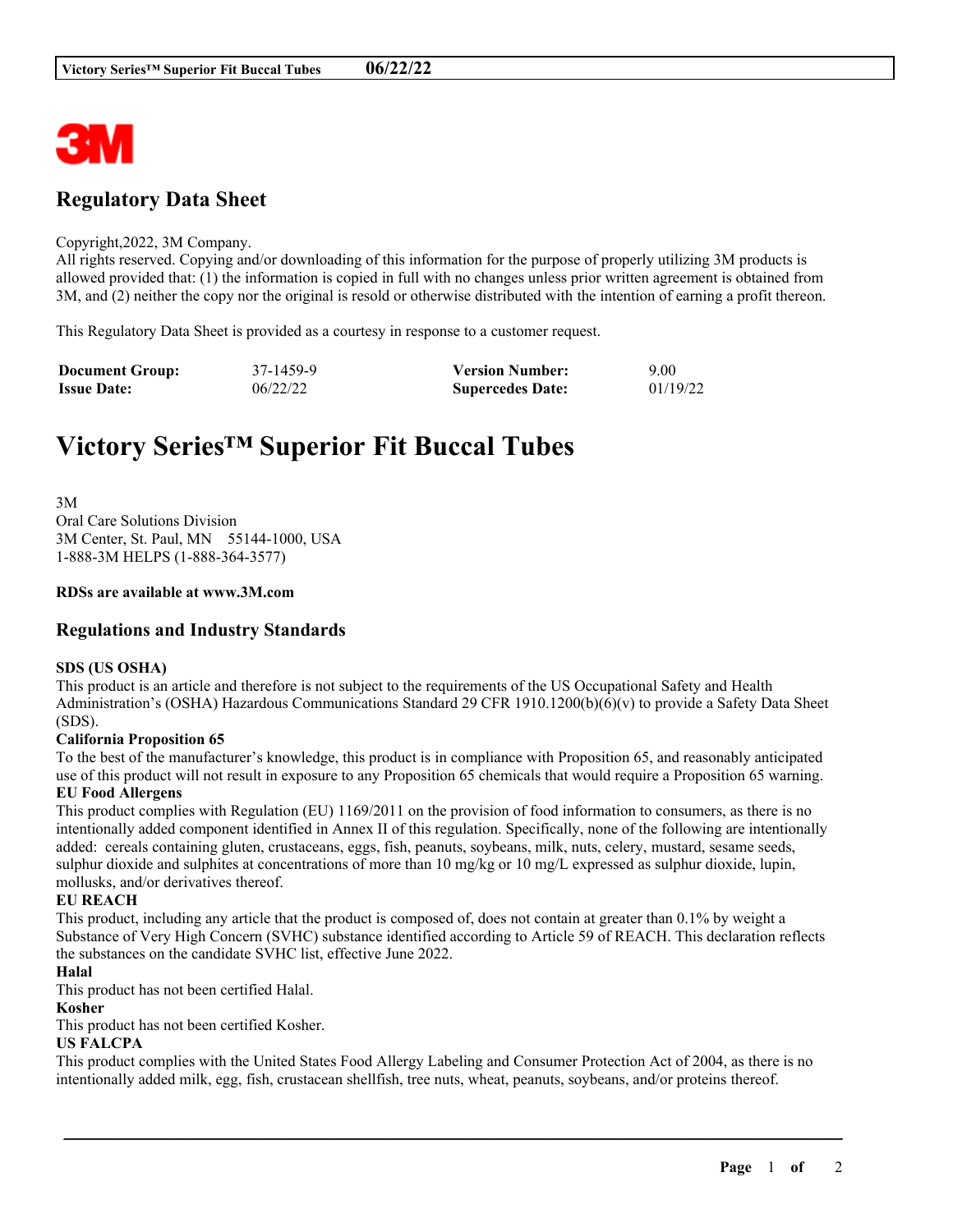## Regulatory Data Sheet

Copyright,2022, 3M Company.
All rights reserved. Copying and/or downloading of this information for the purpose of properly utilizing 3M products is allowed provided that: (1) the information is copied in full with no changes unless prior written agreement is obtained from 3M, and (2) neither the copy nor the original is resold or otherwise distributed with the intention of earning a profit thereon.

This Regulatory Data Sheet is provided as a courtesy in response to a customer request.

| **Document Group:** | 37-1459-9 | **Version Number:** | 9.00 |
|---|---|---|---|
| **Issue Date:** | 06/22/22 | **Supercedes Date:** | 01/19/22 |

# Victory Series™ Superior Fit Buccal Tubes

3M
Oral Care Solutions Division
3M Center, St. Paul, MN 55144-1000, USA
1-888-3M HELPS (1-888-364-3577)

**RDSs are available at www.3M.com**

## Regulations and Industry Standards

**SDS (US OSHA)**
This product is an article and therefore is not subject to the requirements of the US Occupational Safety and Health Administration's (OSHA) Hazardous Communications Standard 29 CFR 1910.1200(b)(6)(v) to provide a Safety Data Sheet (SDS).

**California Proposition 65**
To the best of the manufacturer's knowledge, this product is in compliance with Proposition 65, and reasonably anticipated use of this product will not result in exposure to any Proposition 65 chemicals that would require a Proposition 65 warning.

**EU Food Allergens**
This product complies with Regulation (EU) 1169/2011 on the provision of food information to consumers, as there is no intentionally added component identified in Annex II of this regulation. Specifically, none of the following are intentionally added: cereals containing gluten, crustaceans, eggs, fish, peanuts, soybeans, milk, nuts, celery, mustard, sesame seeds, sulphur dioxide and sulphites at concentrations of more than 10 mg/kg or 10 mg/L expressed as sulphur dioxide, lupin, mollusks, and/or derivatives thereof.

**EU REACH**
This product, including any article that the product is composed of, does not contain at greater than 0.1% by weight a Substance of Very High Concern (SVHC) substance identified according to Article 59 of REACH. This declaration reflects the substances on the candidate SVHC list, effective June 2022.

**Halal**
This product has not been certified Halal.

**Kosher**
This product has not been certified Kosher.

**US FALCPA**
This product complies with the United States Food Allergy Labeling and Consumer Protection Act of 2004, as there is no intentionally added milk, egg, fish, crustacean shellfish, tree nuts, wheat, peanuts, soybeans, and/or proteins thereof.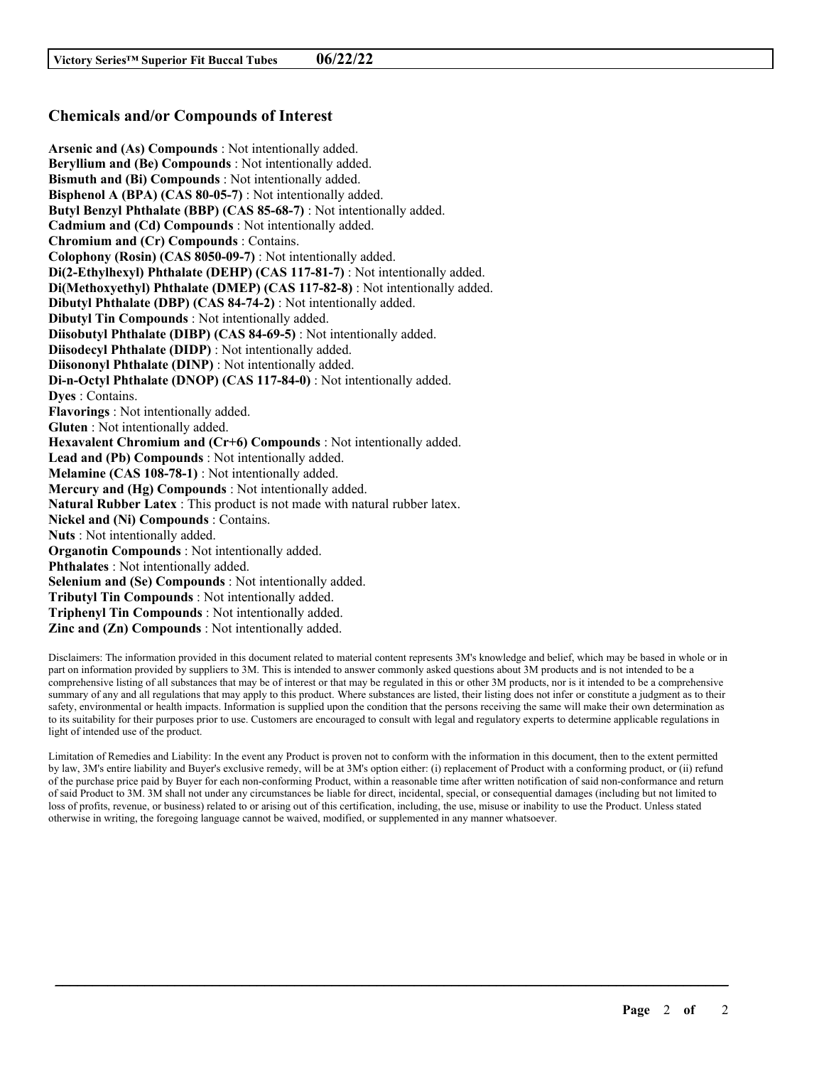## Chemicals and/or Compounds of Interest

**Arsenic and (As) Compounds** : Not intentionally added.
**Beryllium and (Be) Compounds** : Not intentionally added.
**Bismuth and (Bi) Compounds** : Not intentionally added.
**Bisphenol A (BPA) (CAS 80-05-7)** : Not intentionally added.
**Butyl Benzyl Phthalate (BBP) (CAS 85-68-7)** : Not intentionally added.
**Cadmium and (Cd) Compounds** : Not intentionally added.
**Chromium and (Cr) Compounds** : Contains.
**Colophony (Rosin) (CAS 8050-09-7)** : Not intentionally added.
**Di(2-Ethylhexyl) Phthalate (DEHP) (CAS 117-81-7)** : Not intentionally added.
**Di(Methoxyethyl) Phthalate (DMEP) (CAS 117-82-8)** : Not intentionally added.
**Dibutyl Phthalate (DBP) (CAS 84-74-2)** : Not intentionally added.
**Dibutyl Tin Compounds** : Not intentionally added.
**Diisobutyl Phthalate (DIBP) (CAS 84-69-5)** : Not intentionally added.
**Diisodecyl Phthalate (DIDP)** : Not intentionally added.
**Diisononyl Phthalate (DINP)** : Not intentionally added.
**Di-n-Octyl Phthalate (DNOP) (CAS 117-84-0)** : Not intentionally added.
**Dyes** : Contains.
**Flavorings** : Not intentionally added.
**Gluten** : Not intentionally added.
**Hexavalent Chromium and (Cr+6) Compounds** : Not intentionally added.
**Lead and (Pb) Compounds** : Not intentionally added.
**Melamine (CAS 108-78-1)** : Not intentionally added.
**Mercury and (Hg) Compounds** : Not intentionally added.
**Natural Rubber Latex** : This product is not made with natural rubber latex.
**Nickel and (Ni) Compounds** : Contains.
**Nuts** : Not intentionally added.
**Organotin Compounds** : Not intentionally added.
**Phthalates** : Not intentionally added.
**Selenium and (Se) Compounds** : Not intentionally added.
**Tributyl Tin Compounds** : Not intentionally added.
**Triphenyl Tin Compounds** : Not intentionally added.
**Zinc and (Zn) Compounds** : Not intentionally added.

Disclaimers: The information provided in this document related to material content represents 3M's knowledge and belief, which may be based in whole or in part on information provided by suppliers to 3M. This is intended to answer commonly asked questions about 3M products and is not intended to be a comprehensive listing of all substances that may be of interest or that may be regulated in this or other 3M products, nor is it intended to be a comprehensive summary of any and all regulations that may apply to this product. Where substances are listed, their listing does not infer or constitute a judgment as to their safety, environmental or health impacts. Information is supplied upon the condition that the persons receiving the same will make their own determination as to its suitability for their purposes prior to use. Customers are encouraged to consult with legal and regulatory experts to determine applicable regulations in light of intended use of the product.

Limitation of Remedies and Liability: In the event any Product is proven not to conform with the information in this document, then to the extent permitted by law, 3M's entire liability and Buyer's exclusive remedy, will be at 3M's option either: (i) replacement of Product with a conforming product, or (ii) refund of the purchase price paid by Buyer for each non-conforming Product, within a reasonable time after written notification of said non-conformance and return of said Product to 3M. 3M shall not under any circumstances be liable for direct, incidental, special, or consequential damages (including but not limited to loss of profits, revenue, or business) related to or arising out of this certification, including, the use, misuse or inability to use the Product. Unless stated otherwise in writing, the foregoing language cannot be waived, modified, or supplemented in any manner whatsoever.